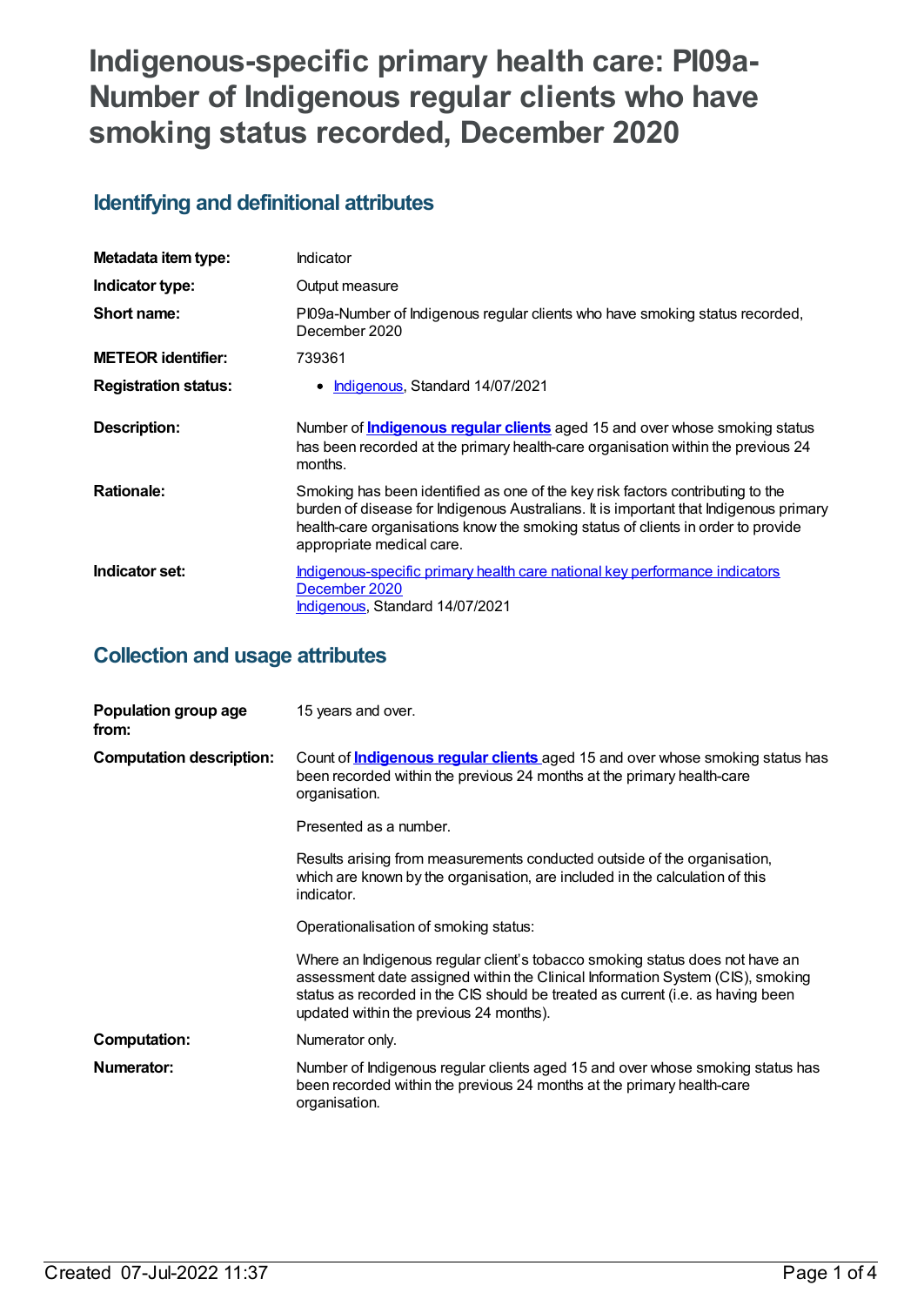# Indigenous-specific primary health care: PI09a-Number of Indigenous regular clients who have smoking status recorded, December 2020

## Identifying and definitional attributes

| | |
|---|---|
| **Metadata item type:** | Indicator |
| **Indicator type:** | Output measure |
| **Short name:** | PI09a-Number of Indigenous regular clients who have smoking status recorded, December 2020 |
| **METEOR identifier:** | 739361 |
| **Registration status:** | • Indigenous, Standard 14/07/2021 |
| **Description:** | Number of **Indigenous regular clients** aged 15 and over whose smoking status has been recorded at the primary health-care organisation within the previous 24 months. |
| **Rationale:** | Smoking has been identified as one of the key risk factors contributing to the burden of disease for Indigenous Australians. It is important that Indigenous primary health-care organisations know the smoking status of clients in order to provide appropriate medical care. |
| **Indicator set:** | Indigenous-specific primary health care national key performance indicators December 2020<br>Indigenous, Standard 14/07/2021 |

## Collection and usage attributes

| | |
|---|---|
| **Population group age from:** | 15 years and over. |
| **Computation description:** | Count of **Indigenous regular clients** aged 15 and over whose smoking status has been recorded within the previous 24 months at the primary health-care organisation.<br><br>Presented as a number.<br><br>Results arising from measurements conducted outside of the organisation, which are known by the organisation, are included in the calculation of this indicator.<br><br>Operationalisation of smoking status:<br><br>Where an Indigenous regular client's tobacco smoking status does not have an assessment date assigned within the Clinical Information System (CIS), smoking status as recorded in the CIS should be treated as current (i.e. as having been updated within the previous 24 months). |
| **Computation:** | Numerator only. |
| **Numerator:** | Number of Indigenous regular clients aged 15 and over whose smoking status has been recorded within the previous 24 months at the primary health-care organisation. |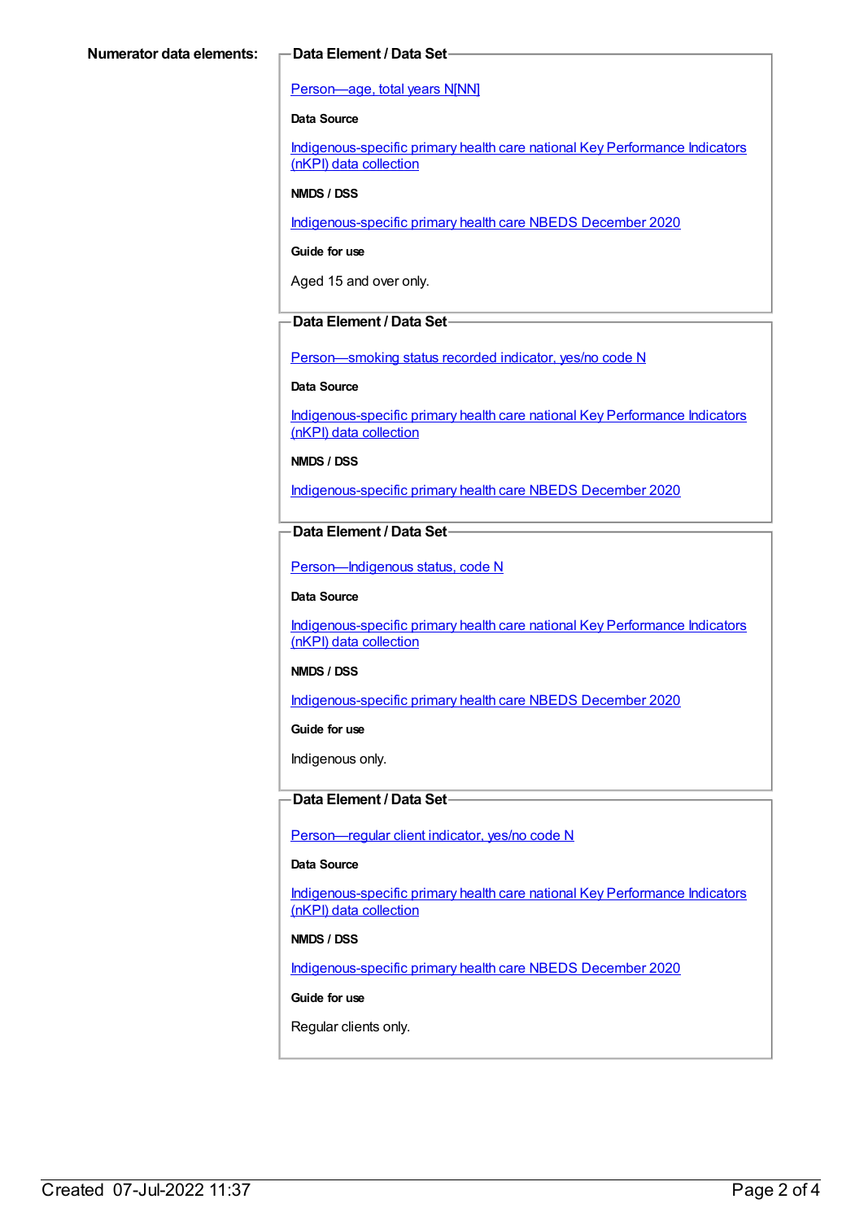**Numerator data elements:**

**Data Element / Data Set**

Person—age, total years N[NN]

**Data Source**

Indigenous-specific primary health care national Key Performance Indicators (nKPI) data collection

**NMDS / DSS**

Indigenous-specific primary health care NBEDS December 2020

**Guide for use**

Aged 15 and over only.

**Data Element / Data Set**

Person—smoking status recorded indicator, yes/no code N

**Data Source**

Indigenous-specific primary health care national Key Performance Indicators (nKPI) data collection

**NMDS / DSS**

Indigenous-specific primary health care NBEDS December 2020

**Data Element / Data Set**

Person—Indigenous status, code N

**Data Source**

Indigenous-specific primary health care national Key Performance Indicators (nKPI) data collection

**NMDS / DSS**

Indigenous-specific primary health care NBEDS December 2020

**Guide for use**

Indigenous only.

**Data Element / Data Set**

Person—regular client indicator, yes/no code N

**Data Source**

Indigenous-specific primary health care national Key Performance Indicators (nKPI) data collection

**NMDS / DSS**

Indigenous-specific primary health care NBEDS December 2020

**Guide for use**

Regular clients only.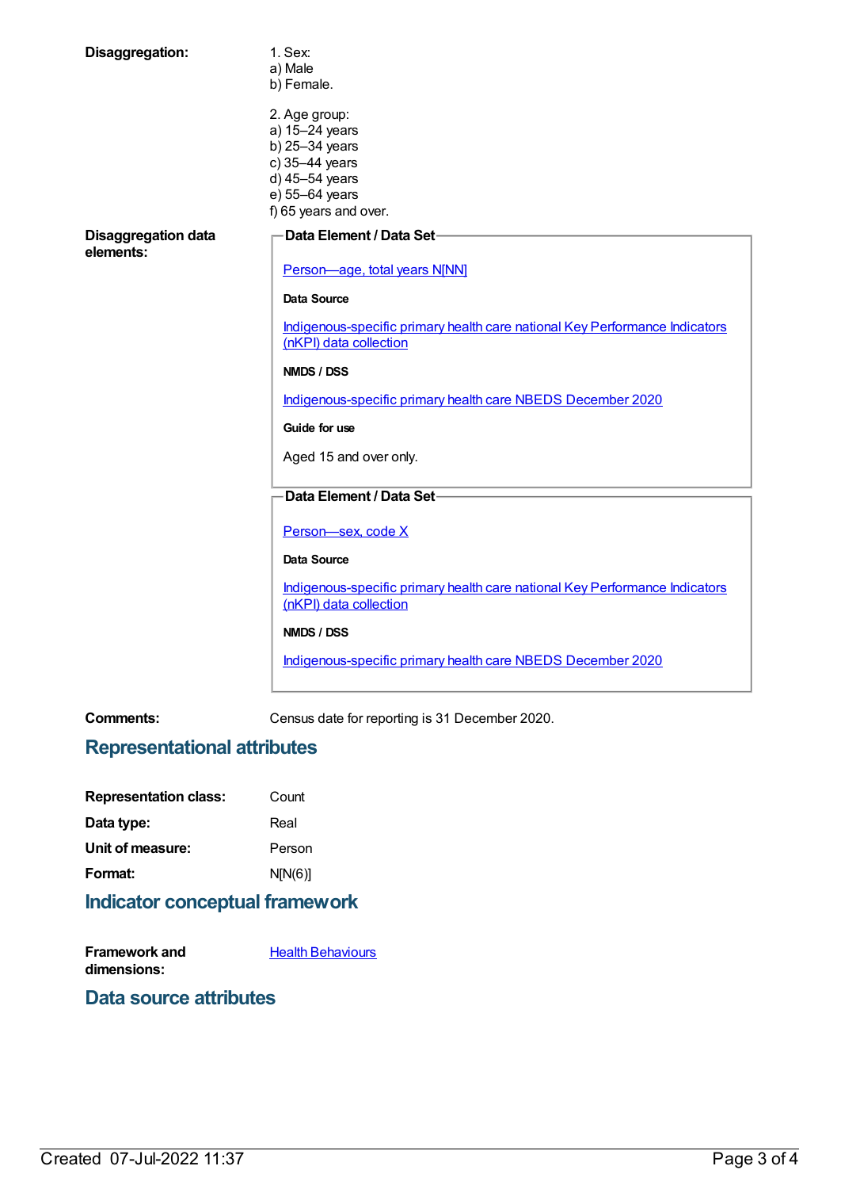**Disaggregation:**

1. Sex:
a) Male
b) Female.

2. Age group:
a) 15–24 years
b) 25–34 years
c) 35–44 years
d) 45–54 years
e) 55–64 years
f) 65 years and over.

**Disaggregation data elements:**

**Data Element / Data Set**

Person—age, total years N[NN]

**Data Source**

Indigenous-specific primary health care national Key Performance Indicators (nKPI) data collection

**NMDS / DSS**

Indigenous-specific primary health care NBEDS December 2020

**Guide for use**

Aged 15 and over only.

**Data Element / Data Set**

Person—sex, code X

**Data Source**

Indigenous-specific primary health care national Key Performance Indicators (nKPI) data collection

**NMDS / DSS**

Indigenous-specific primary health care NBEDS December 2020

**Comments:** Census date for reporting is 31 December 2020.

## Representational attributes

**Representation class:** Count

**Data type:** Real

**Unit of measure:** Person

**Format:** N[N(6)]

## Indicator conceptual framework

**Framework and dimensions:** Health Behaviours

## Data source attributes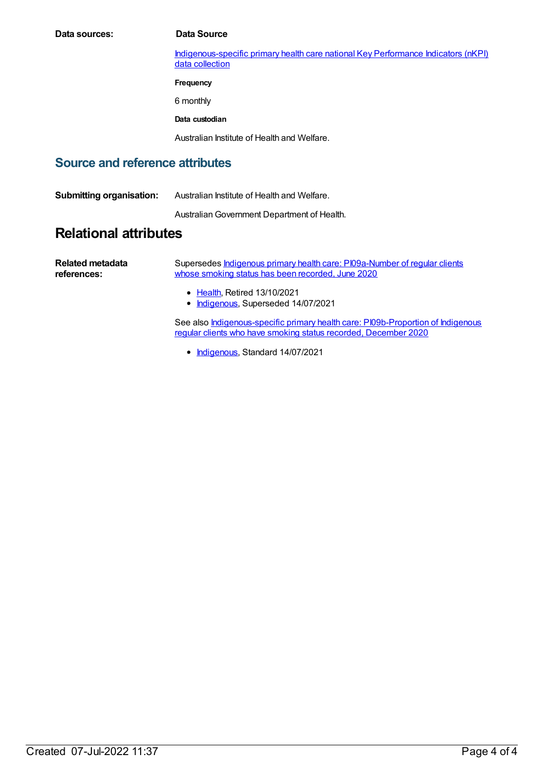**Data sources:**

**Data Source**

Indigenous-specific primary health care national Key Performance Indicators (nKPI) data collection

**Frequency**

6 monthly

**Data custodian**

Australian Institute of Health and Welfare.

## Source and reference attributes

**Submitting organisation:** Australian Institute of Health and Welfare.

Australian Government Department of Health.

# Relational attributes

**Related metadata references:**

Supersedes Indigenous primary health care: PI09a-Number of regular clients whose smoking status has been recorded, June 2020

- Health, Retired 13/10/2021
- Indigenous, Superseded 14/07/2021

See also Indigenous-specific primary health care: PI09b-Proportion of Indigenous regular clients who have smoking status recorded, December 2020

- Indigenous, Standard 14/07/2021